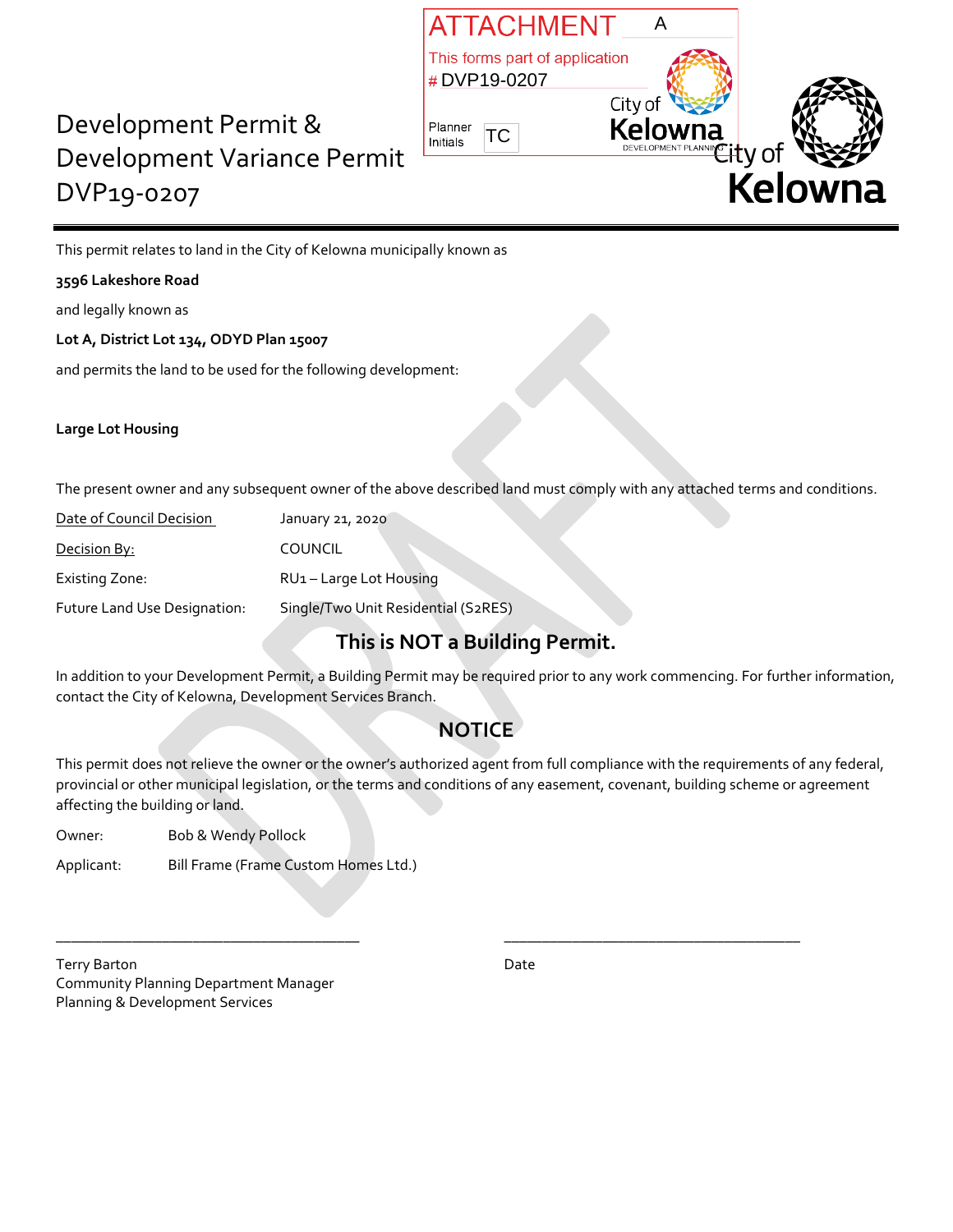ATTACHMENT A

This forms part of application

# DVP19-0207

Planner Initials TC

City of Kelowna DEVELOPMENT PLANNING

# Development Permit & Development Variance Permit DVP19-0207

City of Kelowna

This permit relates to land in the City of Kelowna municipally known as

**3596 Lakeshore Road**

and legally known as

**Lot A, District Lot 134, ODYD Plan 15007**

and permits the land to be used for the following development:

**Large Lot Housing**

The present owner and any subsequent owner of the above described land must comply with any attached terms and conditions.

Date of Council Decision January 21, 2020

Decision By: COUNCIL

Existing Zone: RU1 – Large Lot Housing

Future Land Use Designation: Single/Two Unit Residential (S2RES)

## This is NOT a Building Permit.

In addition to your Development Permit, a Building Permit may be required prior to any work commencing. For further information, contact the City of Kelowna, Development Services Branch.

## NOTICE

This permit does not relieve the owner or the owner's authorized agent from full compliance with the requirements of any federal, provincial or other municipal legislation, or the terms and conditions of any easement, covenant, building scheme or agreement affecting the building or land.

Owner: Bob & Wendy Pollock

Applicant: Bill Frame (Frame Custom Homes Ltd.)

_______________________________________ _______________________________________

Terry Barton
Community Planning Department Manager
Planning & Development Services

Date

DRAFT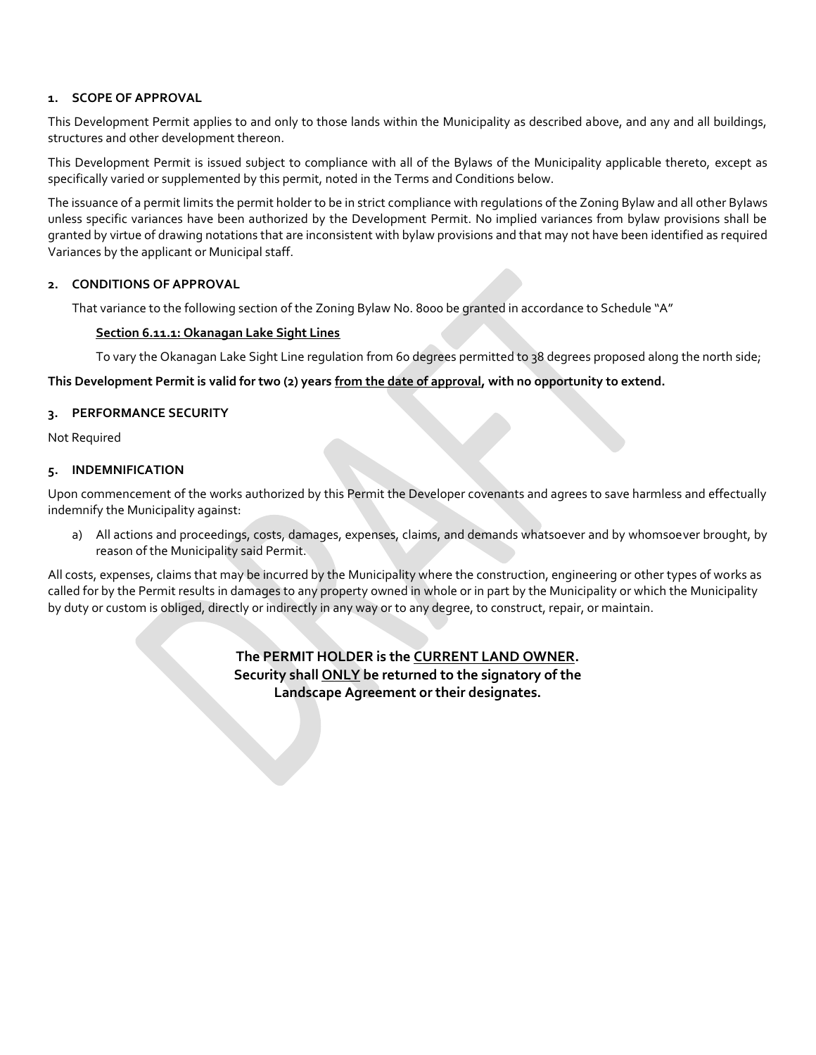## 1. SCOPE OF APPROVAL

This Development Permit applies to and only to those lands within the Municipality as described above, and any and all buildings, structures and other development thereon.

This Development Permit is issued subject to compliance with all of the Bylaws of the Municipality applicable thereto, except as specifically varied or supplemented by this permit, noted in the Terms and Conditions below.

The issuance of a permit limits the permit holder to be in strict compliance with regulations of the Zoning Bylaw and all other Bylaws unless specific variances have been authorized by the Development Permit. No implied variances from bylaw provisions shall be granted by virtue of drawing notations that are inconsistent with bylaw provisions and that may not have been identified as required Variances by the applicant or Municipal staff.

## 2. CONDITIONS OF APPROVAL

That variance to the following section of the Zoning Bylaw No. 8000 be granted in accordance to Schedule "A"

**Section 6.11.1: Okanagan Lake Sight Lines**

To vary the Okanagan Lake Sight Line regulation from 60 degrees permitted to 38 degrees proposed along the north side;

**This Development Permit is valid for two (2) years from the date of approval, with no opportunity to extend.**

## 3. PERFORMANCE SECURITY

Not Required

## 5. INDEMNIFICATION

Upon commencement of the works authorized by this Permit the Developer covenants and agrees to save harmless and effectually indemnify the Municipality against:

a) All actions and proceedings, costs, damages, expenses, claims, and demands whatsoever and by whomsoever brought, by reason of the Municipality said Permit.

All costs, expenses, claims that may be incurred by the Municipality where the construction, engineering or other types of works as called for by the Permit results in damages to any property owned in whole or in part by the Municipality or which the Municipality by duty or custom is obliged, directly or indirectly in any way or to any degree, to construct, repair, or maintain.

**The PERMIT HOLDER is the CURRENT LAND OWNER. Security shall ONLY be returned to the signatory of the Landscape Agreement or their designates.**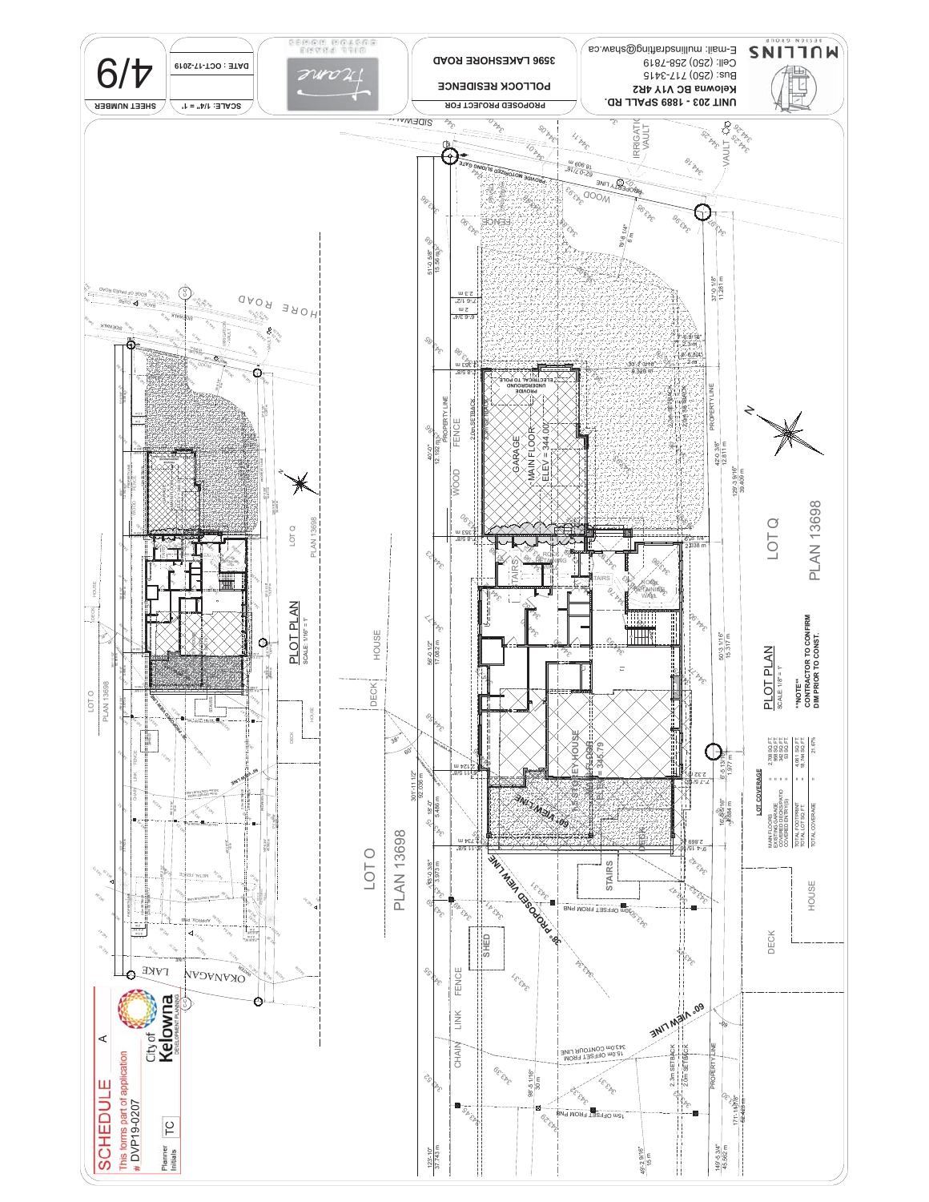# SCHEDULE A

This forms part of application
# DVP19-0207

City of Kelowna
DEVELOPMENT PLANNING

Planner Initials: TC

MULLINS DESIGN GROUP

UNIT 203 - 1889 SPALL RD.
Kelowna BC V1Y 4R2
Bus: (250) 717-3415
Cell: (250) 258-7819
E-mail: mullinsdrafting@shaw.ca

PROPOSED PROJECT FOR
POLLOCK RESIDENCE
3596 LAKESHORE ROAD

DATE : OCT-17-2019
SCALE: 1/4" = 1'
SHEET NUMBER
4/9

## PLOT PLAN
SCALE: 1/8" = 1'

**NOTE**
CONTRACTOR TO CONFIRM DIM PRIOR TO CONST.

### LOT COVERAGE

| | | |
|---|---|---|
| MAIN FLOORS | = | 2,708 SQ.FT. |
| EXISTING GARAGE | = | 989 SQ.FT. |
| COVERED DECKS/PATIO | = | 340 SQ.FT. |
| COVERED ENTRY(S) | = | 53 SQ.FT. |
| TOTAL FOOTPRINT | = | 4,061 SQ.FT. |
| TOTAL LOT SQ.FT. | = | 18,744 SQ.FT. |
| TOTAL COVERAGE | = | 21.67% |

GARAGE
MAIN FLOOR
ELEV = 344.00

1.5 STOREY HOUSE
MAIN FLOOR
ELEV = 345.79

PROVIDE UNDERGROUND ELECTRICAL TO POLE

PROVIDE MOTORIZED SLIDING GATE

60° VIEW LINE
38° PROPOSED VIEW LINE

15m OFFSET FROM PNB
343.0m CONTOUR LINE 15.0m OFFSET FROM PNB

2.3m SETBACK
2.0m SETBACK

LOT O
PLAN 13698

LOT Q
PLAN 13698

LAKESHORE ROAD
OKANAGAN LAKE

HOUSE
DECK
SHED
STAIRS
WOOD FENCE
CHAIN LINK FENCE
PROPERTY LINE
IRRIGATION VAULT
ROCK RETAINING WALL

129'-3 9/16" 39.409 m
301'-11 1/2" 92.036 m
123'-10" 37.743 m
149'-5 3/4" 45.562 m
171'-11 7/8" 52.425 m
51'-0 3/8" 15.56 m
40'-0" 12.192 m
56'-0 1/2" 17.082 m
18'-0" 5.486 m
13'-0 3/8" 3.973 m
98'-5 1/16" 30 m
49'-2 9/16" 15 m
37'-0 1/8" 11.281 m
42'-0 3/8" 12.811 m
50'-3 1/16" 15.317 m
16'-0 5/16" 4.884 m
6'-5 13/16" 1.977 m
62'-0 7/16" 18.909 m
19'-8 1/4" 6 m
30'-7 9/16" 9.326 m